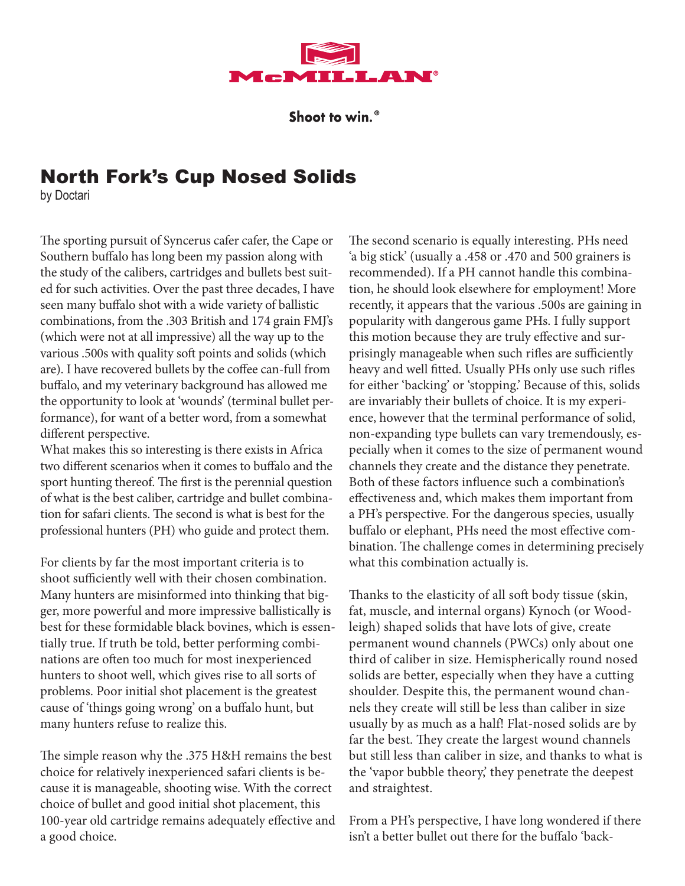McMILLAN®

Shoot to win.®

# North Fork's Cup Nosed Solids

by Doctari

The sporting pursuit of Syncerus cafer cafer, the Cape or Southern buffalo has long been my passion along with the study of the calibers, cartridges and bullets best suited for such activities. Over the past three decades, I have seen many buffalo shot with a wide variety of ballistic combinations, from the .303 British and 174 grain FMJ's (which were not at all impressive) all the way up to the various .500s with quality soft points and solids (which are). I have recovered bullets by the coffee can-full from buffalo, and my veterinary background has allowed me the opportunity to look at 'wounds' (terminal bullet performance), for want of a better word, from a somewhat different perspective.

What makes this so interesting is there exists in Africa two different scenarios when it comes to buffalo and the sport hunting thereof. The first is the perennial question of what is the best caliber, cartridge and bullet combination for safari clients. The second is what is best for the professional hunters (PH) who guide and protect them.

For clients by far the most important criteria is to shoot sufficiently well with their chosen combination. Many hunters are misinformed into thinking that bigger, more powerful and more impressive ballistically is best for these formidable black bovines, which is essentially true. If truth be told, better performing combinations are often too much for most inexperienced hunters to shoot well, which gives rise to all sorts of problems. Poor initial shot placement is the greatest cause of 'things going wrong' on a buffalo hunt, but many hunters refuse to realize this.

The simple reason why the .375 H&H remains the best choice for relatively inexperienced safari clients is because it is manageable, shooting wise. With the correct choice of bullet and good initial shot placement, this 100-year old cartridge remains adequately effective and a good choice.

The second scenario is equally interesting. PHs need 'a big stick' (usually a .458 or .470 and 500 grainers is recommended). If a PH cannot handle this combination, he should look elsewhere for employment! More recently, it appears that the various .500s are gaining in popularity with dangerous game PHs. I fully support this motion because they are truly effective and surprisingly manageable when such rifles are sufficiently heavy and well fitted. Usually PHs only use such rifles for either 'backing' or 'stopping.' Because of this, solids are invariably their bullets of choice. It is my experience, however that the terminal performance of solid, non-expanding type bullets can vary tremendously, especially when it comes to the size of permanent wound channels they create and the distance they penetrate. Both of these factors influence such a combination's effectiveness and, which makes them important from a PH's perspective. For the dangerous species, usually buffalo or elephant, PHs need the most effective combination. The challenge comes in determining precisely what this combination actually is.

Thanks to the elasticity of all soft body tissue (skin, fat, muscle, and internal organs) Kynoch (or Woodleigh) shaped solids that have lots of give, create permanent wound channels (PWCs) only about one third of caliber in size. Hemispherically round nosed solids are better, especially when they have a cutting shoulder. Despite this, the permanent wound channels they create will still be less than caliber in size usually by as much as a half! Flat-nosed solids are by far the best. They create the largest wound channels but still less than caliber in size, and thanks to what is the 'vapor bubble theory,' they penetrate the deepest and straightest.

From a PH's perspective, I have long wondered if there isn't a better bullet out there for the buffalo 'back-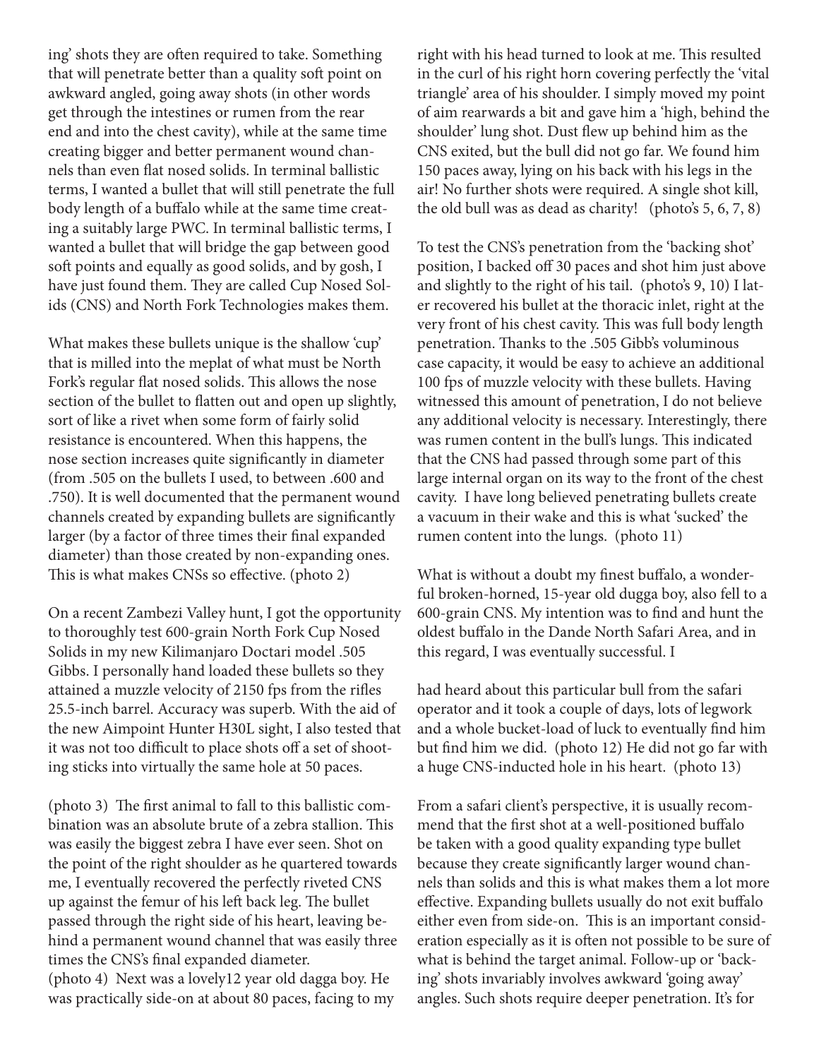ing' shots they are often required to take. Something that will penetrate better than a quality soft point on awkward angled, going away shots (in other words get through the intestines or rumen from the rear end and into the chest cavity), while at the same time creating bigger and better permanent wound channels than even flat nosed solids. In terminal ballistic terms, I wanted a bullet that will still penetrate the full body length of a buffalo while at the same time creating a suitably large PWC. In terminal ballistic terms, I wanted a bullet that will bridge the gap between good soft points and equally as good solids, and by gosh, I have just found them. They are called Cup Nosed Solids (CNS) and North Fork Technologies makes them.

What makes these bullets unique is the shallow 'cup' that is milled into the meplat of what must be North Fork's regular flat nosed solids. This allows the nose section of the bullet to flatten out and open up slightly, sort of like a rivet when some form of fairly solid resistance is encountered. When this happens, the nose section increases quite significantly in diameter (from .505 on the bullets I used, to between .600 and .750). It is well documented that the permanent wound channels created by expanding bullets are significantly larger (by a factor of three times their final expanded diameter) than those created by non-expanding ones. This is what makes CNSs so effective. (photo 2)

On a recent Zambezi Valley hunt, I got the opportunity to thoroughly test 600-grain North Fork Cup Nosed Solids in my new Kilimanjaro Doctari model .505 Gibbs. I personally hand loaded these bullets so they attained a muzzle velocity of 2150 fps from the rifles 25.5-inch barrel. Accuracy was superb. With the aid of the new Aimpoint Hunter H30L sight, I also tested that it was not too difficult to place shots off a set of shooting sticks into virtually the same hole at 50 paces.

(photo 3) The first animal to fall to this ballistic combination was an absolute brute of a zebra stallion. This was easily the biggest zebra I have ever seen. Shot on the point of the right shoulder as he quartered towards me, I eventually recovered the perfectly riveted CNS up against the femur of his left back leg. The bullet passed through the right side of his heart, leaving behind a permanent wound channel that was easily three times the CNS's final expanded diameter.
(photo 4) Next was a lovely12 year old dagga boy. He was practically side-on at about 80 paces, facing to my right with his head turned to look at me. This resulted in the curl of his right horn covering perfectly the 'vital triangle' area of his shoulder. I simply moved my point of aim rearwards a bit and gave him a 'high, behind the shoulder' lung shot. Dust flew up behind him as the CNS exited, but the bull did not go far. We found him 150 paces away, lying on his back with his legs in the air! No further shots were required. A single shot kill, the old bull was as dead as charity! (photo's 5, 6, 7, 8)

To test the CNS's penetration from the 'backing shot' position, I backed off 30 paces and shot him just above and slightly to the right of his tail. (photo's 9, 10) I later recovered his bullet at the thoracic inlet, right at the very front of his chest cavity. This was full body length penetration. Thanks to the .505 Gibb's voluminous case capacity, it would be easy to achieve an additional 100 fps of muzzle velocity with these bullets. Having witnessed this amount of penetration, I do not believe any additional velocity is necessary. Interestingly, there was rumen content in the bull's lungs. This indicated that the CNS had passed through some part of this large internal organ on its way to the front of the chest cavity. I have long believed penetrating bullets create a vacuum in their wake and this is what 'sucked' the rumen content into the lungs. (photo 11)

What is without a doubt my finest buffalo, a wonderful broken-horned, 15-year old dugga boy, also fell to a 600-grain CNS. My intention was to find and hunt the oldest buffalo in the Dande North Safari Area, and in this regard, I was eventually successful. I had heard about this particular bull from the safari operator and it took a couple of days, lots of legwork and a whole bucket-load of luck to eventually find him but find him we did. (photo 12) He did not go far with a huge CNS-inducted hole in his heart. (photo 13)

From a safari client's perspective, it is usually recommend that the first shot at a well-positioned buffalo be taken with a good quality expanding type bullet because they create significantly larger wound channels than solids and this is what makes them a lot more effective. Expanding bullets usually do not exit buffalo either even from side-on. This is an important consideration especially as it is often not possible to be sure of what is behind the target animal. Follow-up or 'backing' shots invariably involves awkward 'going away' angles. Such shots require deeper penetration. It's for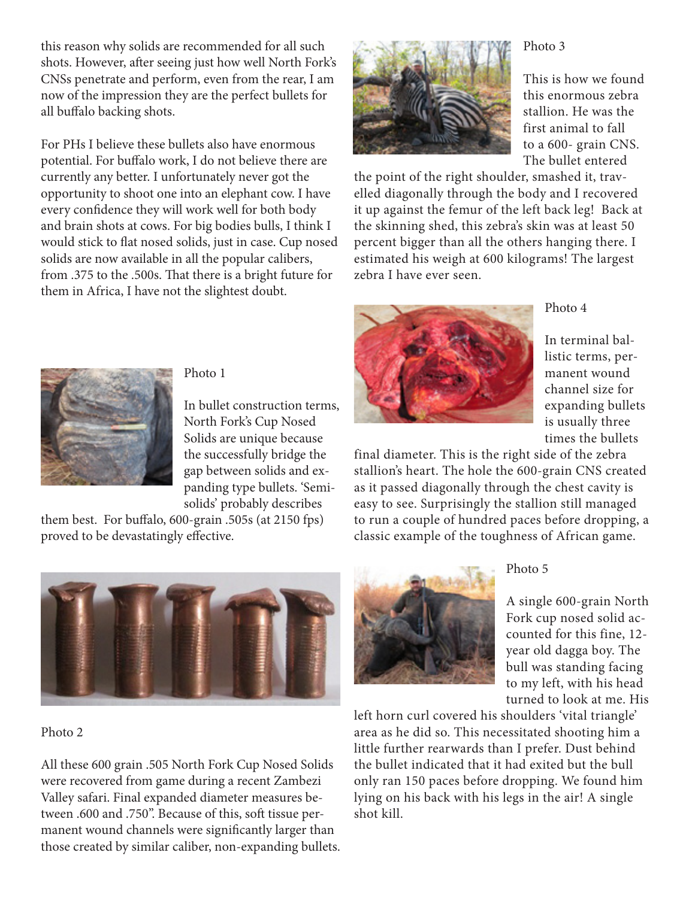this reason why solids are recommended for all such shots. However, after seeing just how well North Fork's CNSs penetrate and perform, even from the rear, I am now of the impression they are the perfect bullets for all buffalo backing shots.

For PHs I believe these bullets also have enormous potential. For buffalo work, I do not believe there are currently any better. I unfortunately never got the opportunity to shoot one into an elephant cow. I have every confidence they will work well for both body and brain shots at cows. For big bodies bulls, I think I would stick to flat nosed solids, just in case. Cup nosed solids are now available in all the popular calibers, from .375 to the .500s. That there is a bright future for them in Africa, I have not the slightest doubt.

Photo 1

In bullet construction terms, North Fork's Cup Nosed Solids are unique because the successfully bridge the gap between solids and expanding type bullets. 'Semi-solids' probably describes them best. For buffalo, 600-grain .505s (at 2150 fps) proved to be devastatingly effective.

Photo 2

All these 600 grain .505 North Fork Cup Nosed Solids were recovered from game during a recent Zambezi Valley safari. Final expanded diameter measures between .600 and .750". Because of this, soft tissue permanent wound channels were significantly larger than those created by similar caliber, non-expanding bullets.

Photo 3

This is how we found this enormous zebra stallion. He was the first animal to fall to a 600- grain CNS. The bullet entered the point of the right shoulder, smashed it, travelled diagonally through the body and I recovered it up against the femur of the left back leg! Back at the skinning shed, this zebra's skin was at least 50 percent bigger than all the others hanging there. I estimated his weigh at 600 kilograms! The largest zebra I have ever seen.

Photo 4

In terminal ballistic terms, permanent wound channel size for expanding bullets is usually three times the bullets final diameter. This is the right side of the zebra stallion's heart. The hole the 600-grain CNS created as it passed diagonally through the chest cavity is easy to see. Surprisingly the stallion still managed to run a couple of hundred paces before dropping, a classic example of the toughness of African game.

Photo 5

A single 600-grain North Fork cup nosed solid accounted for this fine, 12-year old dagga boy. The bull was standing facing to my left, with his head turned to look at me. His left horn curl covered his shoulders 'vital triangle' area as he did so. This necessitated shooting him a little further rearwards than I prefer. Dust behind the bullet indicated that it had exited but the bull only ran 150 paces before dropping. We found him lying on his back with his legs in the air! A single shot kill.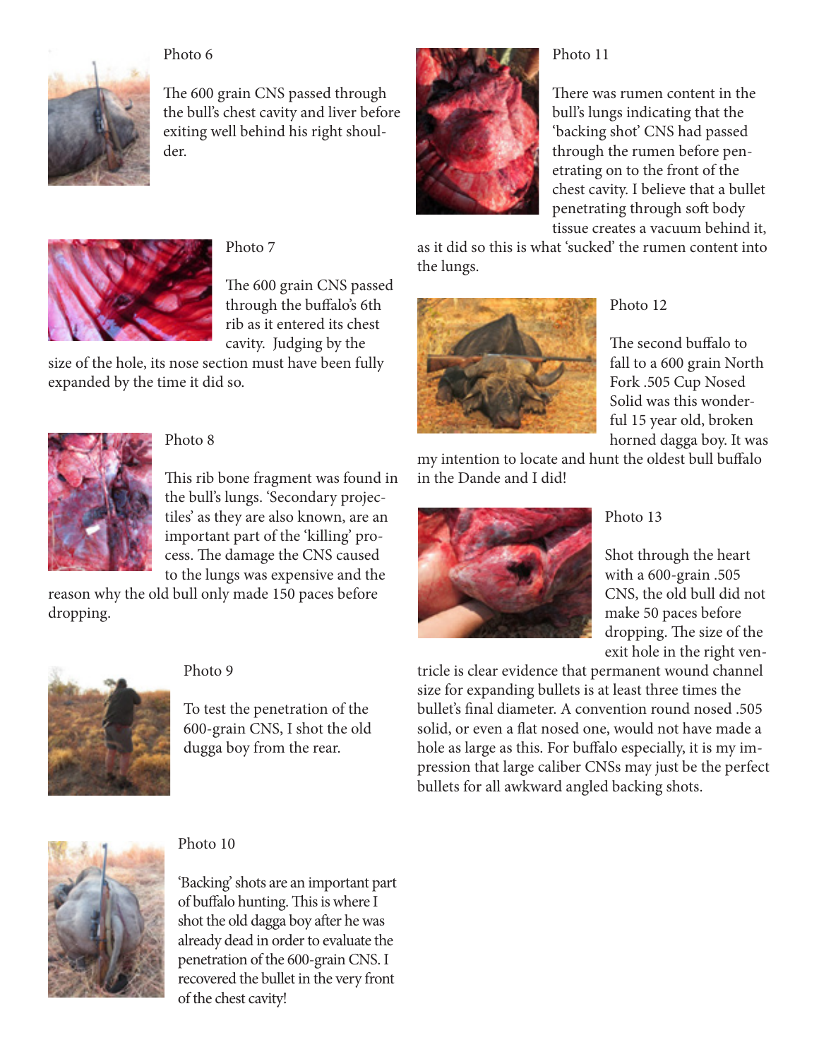Photo 6

The 600 grain CNS passed through the bull's chest cavity and liver before exiting well behind his right shoulder.

Photo 7

The 600 grain CNS passed through the buffalo's 6th rib as it entered its chest cavity. Judging by the size of the hole, its nose section must have been fully expanded by the time it did so.

Photo 8

This rib bone fragment was found in the bull's lungs. 'Secondary projectiles' as they are also known, are an important part of the 'killing' process. The damage the CNS caused to the lungs was expensive and the reason why the old bull only made 150 paces before dropping.

Photo 9

To test the penetration of the 600-grain CNS, I shot the old dugga boy from the rear.

Photo 10

'Backing' shots are an important part of buffalo hunting. This is where I shot the old dagga boy after he was already dead in order to evaluate the penetration of the 600-grain CNS. I recovered the bullet in the very front of the chest cavity!

Photo 11

There was rumen content in the bull's lungs indicating that the 'backing shot' CNS had passed through the rumen before penetrating on to the front of the chest cavity. I believe that a bullet penetrating through soft body tissue creates a vacuum behind it, as it did so this is what 'sucked' the rumen content into the lungs.

Photo 12

The second buffalo to fall to a 600 grain North Fork .505 Cup Nosed Solid was this wonderful 15 year old, broken horned dagga boy. It was my intention to locate and hunt the oldest bull buffalo in the Dande and I did!

Photo 13

Shot through the heart with a 600-grain .505 CNS, the old bull did not make 50 paces before dropping. The size of the exit hole in the right ventricle is clear evidence that permanent wound channel size for expanding bullets is at least three times the bullet's final diameter. A convention round nosed .505 solid, or even a flat nosed one, would not have made a hole as large as this. For buffalo especially, it is my impression that large caliber CNSs may just be the perfect bullets for all awkward angled backing shots.